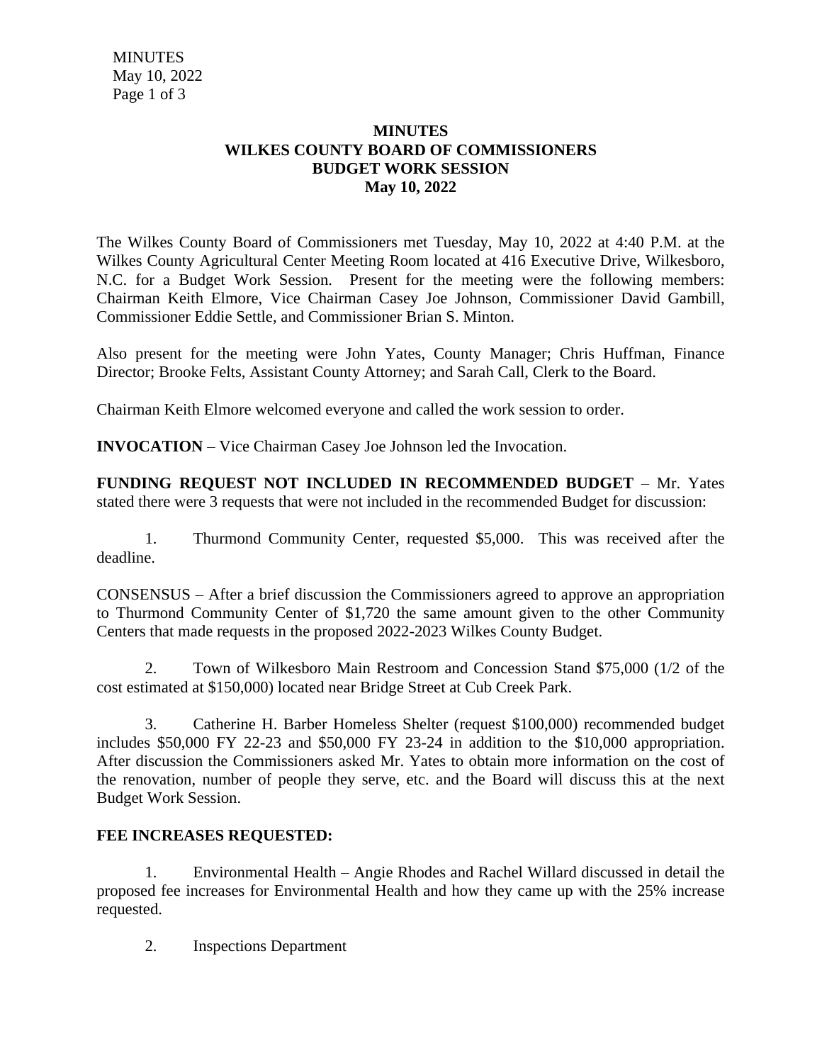# MINUTES
## WILKES COUNTY BOARD OF COMMISSIONERS
## BUDGET WORK SESSION
## May 10, 2022

The Wilkes County Board of Commissioners met Tuesday, May 10, 2022 at 4:40 P.M. at the Wilkes County Agricultural Center Meeting Room located at 416 Executive Drive, Wilkesboro, N.C. for a Budget Work Session. Present for the meeting were the following members: Chairman Keith Elmore, Vice Chairman Casey Joe Johnson, Commissioner David Gambill, Commissioner Eddie Settle, and Commissioner Brian S. Minton.

Also present for the meeting were John Yates, County Manager; Chris Huffman, Finance Director; Brooke Felts, Assistant County Attorney; and Sarah Call, Clerk to the Board.

Chairman Keith Elmore welcomed everyone and called the work session to order.

**INVOCATION** – Vice Chairman Casey Joe Johnson led the Invocation.

**FUNDING REQUEST NOT INCLUDED IN RECOMMENDED BUDGET** – Mr. Yates stated there were 3 requests that were not included in the recommended Budget for discussion:

1. Thurmond Community Center, requested $5,000. This was received after the deadline.

CONSENSUS – After a brief discussion the Commissioners agreed to approve an appropriation to Thurmond Community Center of $1,720 the same amount given to the other Community Centers that made requests in the proposed 2022-2023 Wilkes County Budget.

2. Town of Wilkesboro Main Restroom and Concession Stand $75,000 (1/2 of the cost estimated at $150,000) located near Bridge Street at Cub Creek Park.

3. Catherine H. Barber Homeless Shelter (request $100,000) recommended budget includes $50,000 FY 22-23 and $50,000 FY 23-24 in addition to the $10,000 appropriation. After discussion the Commissioners asked Mr. Yates to obtain more information on the cost of the renovation, number of people they serve, etc. and the Board will discuss this at the next Budget Work Session.

**FEE INCREASES REQUESTED:**

1. Environmental Health – Angie Rhodes and Rachel Willard discussed in detail the proposed fee increases for Environmental Health and how they came up with the 25% increase requested.

2. Inspections Department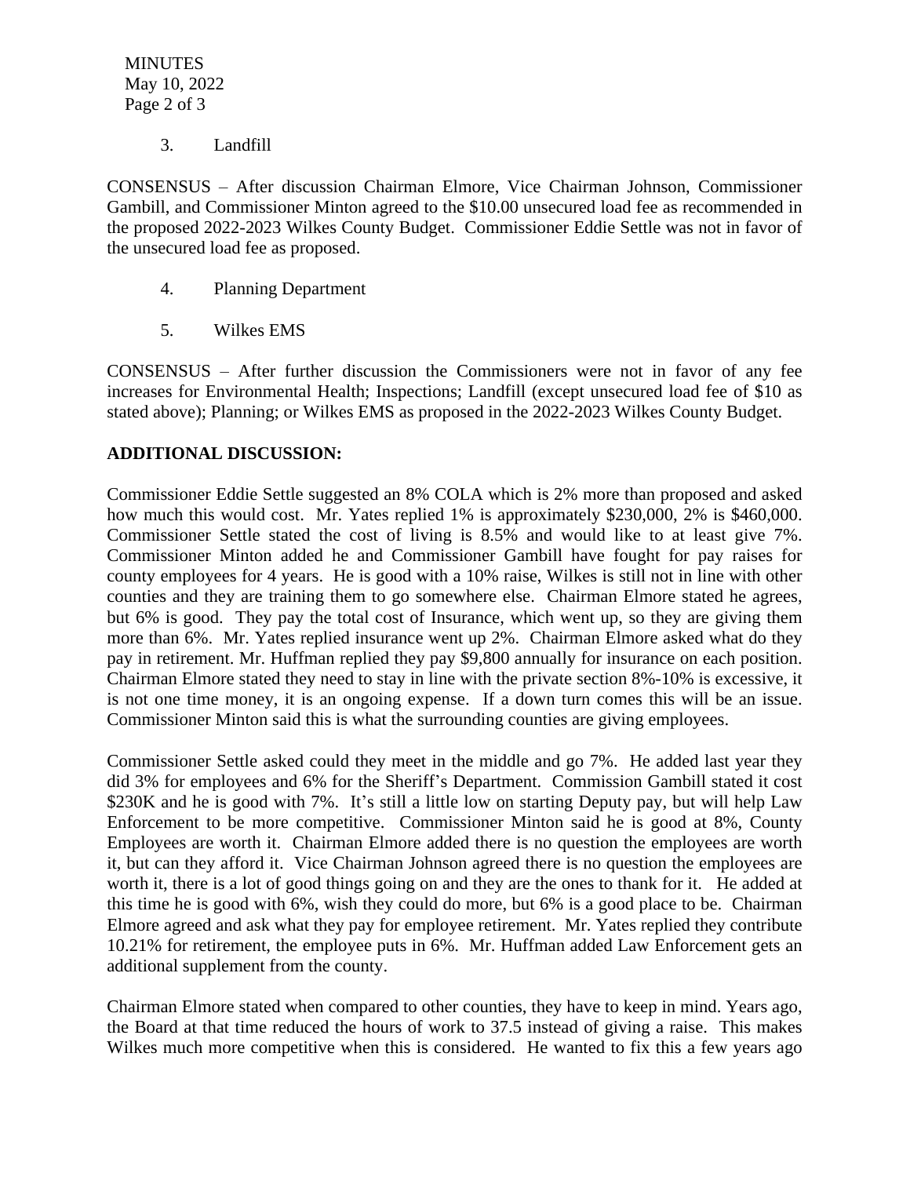3. Landfill

CONSENSUS – After discussion Chairman Elmore, Vice Chairman Johnson, Commissioner Gambill, and Commissioner Minton agreed to the $10.00 unsecured load fee as recommended in the proposed 2022-2023 Wilkes County Budget. Commissioner Eddie Settle was not in favor of the unsecured load fee as proposed.

4. Planning Department

5. Wilkes EMS

CONSENSUS – After further discussion the Commissioners were not in favor of any fee increases for Environmental Health; Inspections; Landfill (except unsecured load fee of $10 as stated above); Planning; or Wilkes EMS as proposed in the 2022-2023 Wilkes County Budget.

**ADDITIONAL DISCUSSION:**

Commissioner Eddie Settle suggested an 8% COLA which is 2% more than proposed and asked how much this would cost. Mr. Yates replied 1% is approximately $230,000, 2% is $460,000. Commissioner Settle stated the cost of living is 8.5% and would like to at least give 7%. Commissioner Minton added he and Commissioner Gambill have fought for pay raises for county employees for 4 years. He is good with a 10% raise, Wilkes is still not in line with other counties and they are training them to go somewhere else. Chairman Elmore stated he agrees, but 6% is good. They pay the total cost of Insurance, which went up, so they are giving them more than 6%. Mr. Yates replied insurance went up 2%. Chairman Elmore asked what do they pay in retirement. Mr. Huffman replied they pay $9,800 annually for insurance on each position. Chairman Elmore stated they need to stay in line with the private section 8%-10% is excessive, it is not one time money, it is an ongoing expense. If a down turn comes this will be an issue. Commissioner Minton said this is what the surrounding counties are giving employees.

Commissioner Settle asked could they meet in the middle and go 7%. He added last year they did 3% for employees and 6% for the Sheriff's Department. Commission Gambill stated it cost $230K and he is good with 7%. It's still a little low on starting Deputy pay, but will help Law Enforcement to be more competitive. Commissioner Minton said he is good at 8%, County Employees are worth it. Chairman Elmore added there is no question the employees are worth it, but can they afford it. Vice Chairman Johnson agreed there is no question the employees are worth it, there is a lot of good things going on and they are the ones to thank for it. He added at this time he is good with 6%, wish they could do more, but 6% is a good place to be. Chairman Elmore agreed and ask what they pay for employee retirement. Mr. Yates replied they contribute 10.21% for retirement, the employee puts in 6%. Mr. Huffman added Law Enforcement gets an additional supplement from the county.

Chairman Elmore stated when compared to other counties, they have to keep in mind. Years ago, the Board at that time reduced the hours of work to 37.5 instead of giving a raise. This makes Wilkes much more competitive when this is considered. He wanted to fix this a few years ago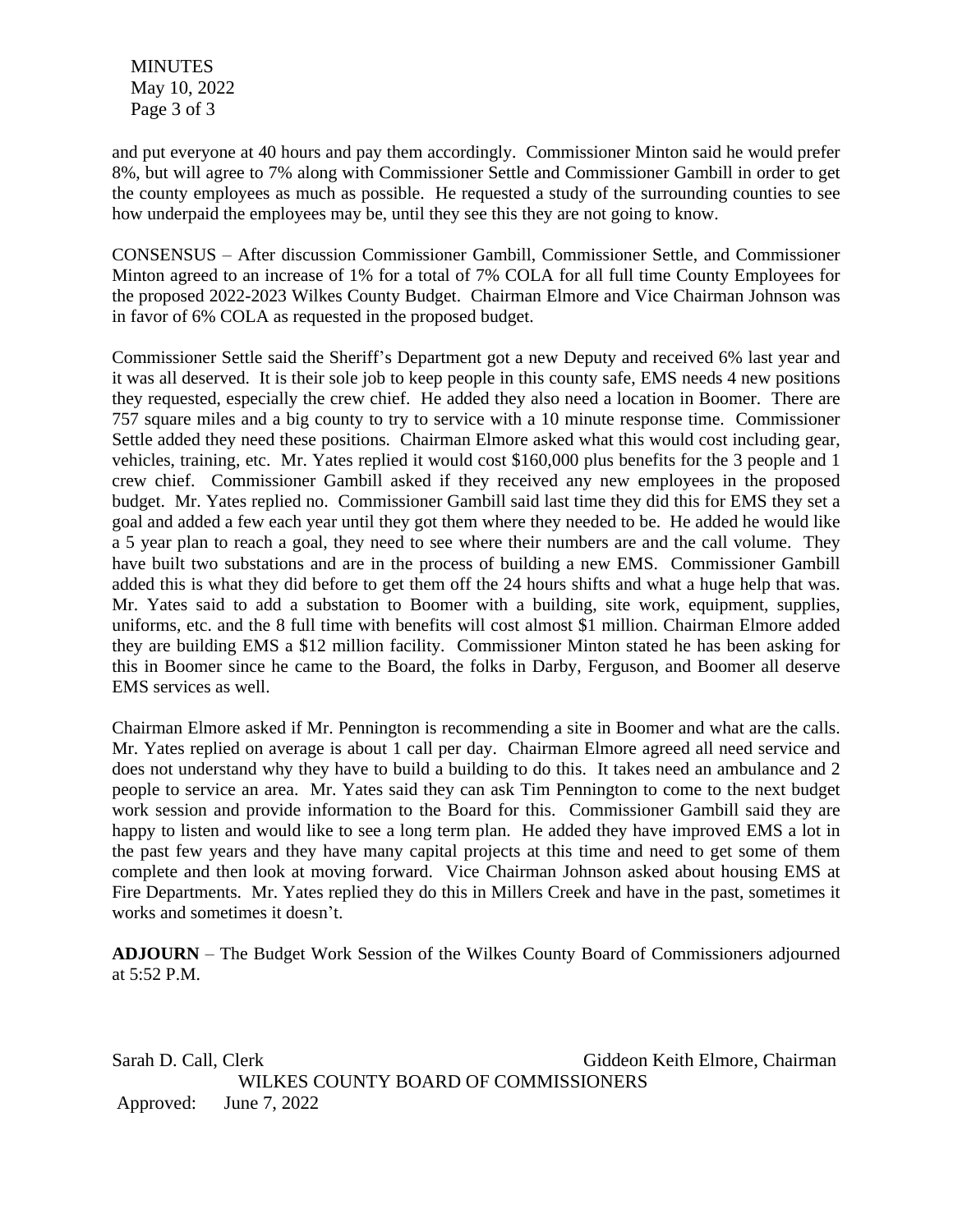and put everyone at 40 hours and pay them accordingly. Commissioner Minton said he would prefer 8%, but will agree to 7% along with Commissioner Settle and Commissioner Gambill in order to get the county employees as much as possible. He requested a study of the surrounding counties to see how underpaid the employees may be, until they see this they are not going to know.

CONSENSUS – After discussion Commissioner Gambill, Commissioner Settle, and Commissioner Minton agreed to an increase of 1% for a total of 7% COLA for all full time County Employees for the proposed 2022-2023 Wilkes County Budget. Chairman Elmore and Vice Chairman Johnson was in favor of 6% COLA as requested in the proposed budget.

Commissioner Settle said the Sheriff's Department got a new Deputy and received 6% last year and it was all deserved. It is their sole job to keep people in this county safe, EMS needs 4 new positions they requested, especially the crew chief. He added they also need a location in Boomer. There are 757 square miles and a big county to try to service with a 10 minute response time. Commissioner Settle added they need these positions. Chairman Elmore asked what this would cost including gear, vehicles, training, etc. Mr. Yates replied it would cost $160,000 plus benefits for the 3 people and 1 crew chief. Commissioner Gambill asked if they received any new employees in the proposed budget. Mr. Yates replied no. Commissioner Gambill said last time they did this for EMS they set a goal and added a few each year until they got them where they needed to be. He added he would like a 5 year plan to reach a goal, they need to see where their numbers are and the call volume. They have built two substations and are in the process of building a new EMS. Commissioner Gambill added this is what they did before to get them off the 24 hours shifts and what a huge help that was. Mr. Yates said to add a substation to Boomer with a building, site work, equipment, supplies, uniforms, etc. and the 8 full time with benefits will cost almost $1 million. Chairman Elmore added they are building EMS a $12 million facility. Commissioner Minton stated he has been asking for this in Boomer since he came to the Board, the folks in Darby, Ferguson, and Boomer all deserve EMS services as well.

Chairman Elmore asked if Mr. Pennington is recommending a site in Boomer and what are the calls. Mr. Yates replied on average is about 1 call per day. Chairman Elmore agreed all need service and does not understand why they have to build a building to do this. It takes need an ambulance and 2 people to service an area. Mr. Yates said they can ask Tim Pennington to come to the next budget work session and provide information to the Board for this. Commissioner Gambill said they are happy to listen and would like to see a long term plan. He added they have improved EMS a lot in the past few years and they have many capital projects at this time and need to get some of them complete and then look at moving forward. Vice Chairman Johnson asked about housing EMS at Fire Departments. Mr. Yates replied they do this in Millers Creek and have in the past, sometimes it works and sometimes it doesn't.

**ADJOURN** – The Budget Work Session of the Wilkes County Board of Commissioners adjourned at 5:52 P.M.

Sarah D. Call, Clerk

Giddeon Keith Elmore, Chairman

WILKES COUNTY BOARD OF COMMISSIONERS

Approved: June 7, 2022